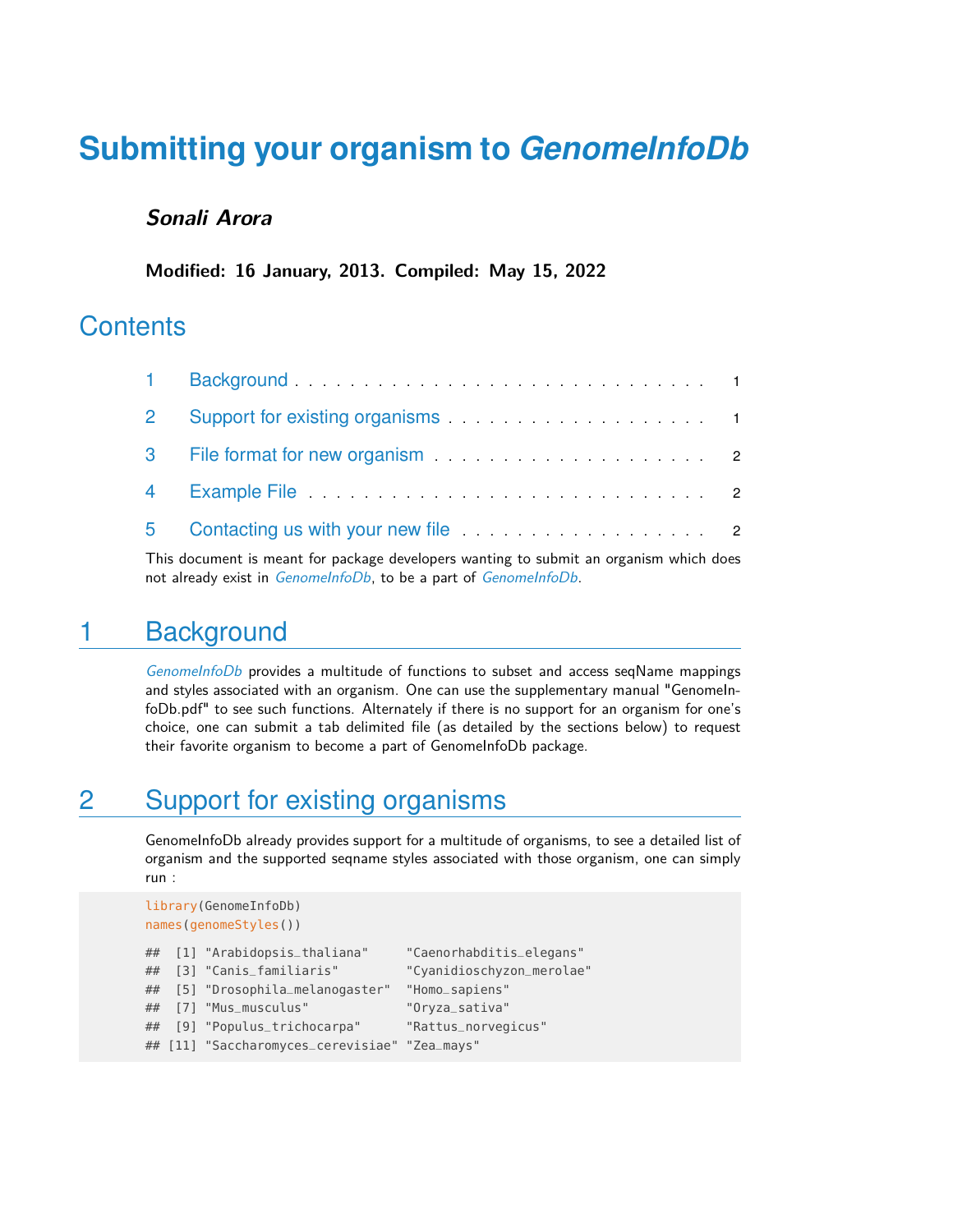# Submitting your organism to *GenomeInfoDb*

***Sonali Arora***

**Modified: 16 January, 2013. Compiled: May 15, 2022**

## Contents

1 Background . . . . . . . . . . . . . . . . . . . . . . . . . . . . . 1

2 Support for existing organisms . . . . . . . . . . . . . . . . . . . 1

3 File format for new organism . . . . . . . . . . . . . . . . . . . 2

4 Example File . . . . . . . . . . . . . . . . . . . . . . . . . . . . 2

5 Contacting us with your new file . . . . . . . . . . . . . . . . . 2

This document is meant for package developers wanting to submit an organism which does not already exist in *GenomeInfoDb*, to be a part of *GenomeInfoDb*.

## 1 Background

*GenomeInfoDb* provides a multitude of functions to subset and access seqName mappings and styles associated with an organism. One can use the supplementary manual "GenomeInfoDb.pdf" to see such functions. Alternately if there is no support for an organism for one's choice, one can submit a tab delimited file (as detailed by the sections below) to request their favorite organism to become a part of GenomeInfoDb package.

## 2 Support for existing organisms

GenomeInfoDb already provides support for a multitude of organisms, to see a detailed list of organism and the supported seqname styles associated with those organism, one can simply run :

```
library(GenomeInfoDb)
names(genomeStyles())

##  [1] "Arabidopsis_thaliana"     "Caenorhabditis_elegans"
##  [3] "Canis_familiaris"         "Cyanidioschyzon_merolae"
##  [5] "Drosophila_melanogaster"  "Homo_sapiens"
##  [7] "Mus_musculus"             "Oryza_sativa"
##  [9] "Populus_trichocarpa"      "Rattus_norvegicus"
## [11] "Saccharomyces_cerevisiae" "Zea_mays"
```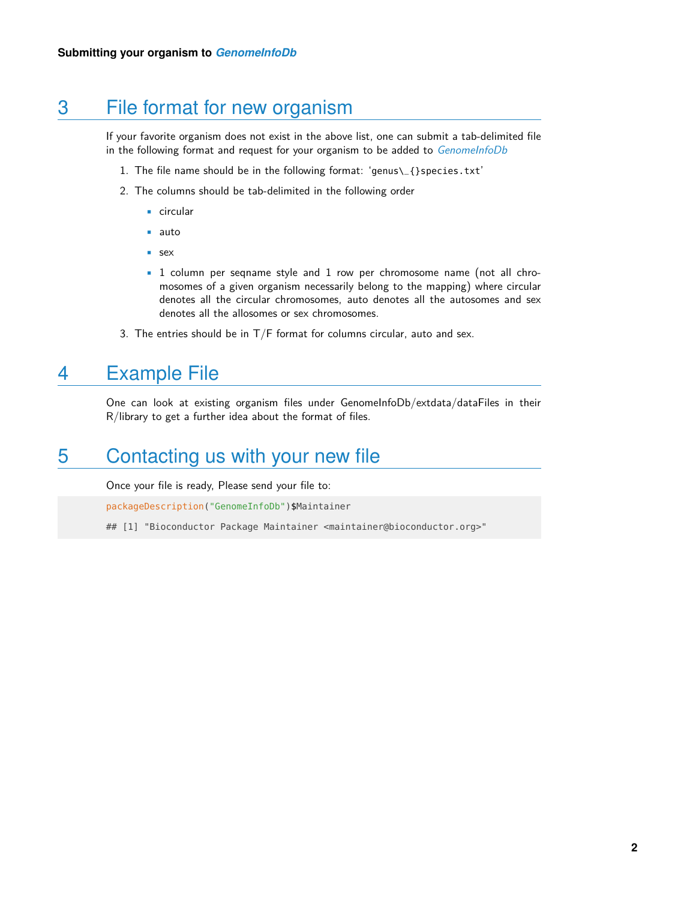# 3 File format for new organism

If your favorite organism does not exist in the above list, one can submit a tab-delimited file in the following format and request for your organism to be added to *GenomeInfoDb*

1. The file name should be in the following format: 'genus\_{}species.txt'
2. The columns should be tab-delimited in the following order
   - circular
   - auto
   - sex
   - 1 column per seqname style and 1 row per chromosome name (not all chromosomes of a given organism necessarily belong to the mapping) where circular denotes all the circular chromosomes, auto denotes all the autosomes and sex denotes all the allosomes or sex chromosomes.
3. The entries should be in T/F format for columns circular, auto and sex.

# 4 Example File

One can look at existing organism files under GenomeInfoDb/extdata/dataFiles in their R/library to get a further idea about the format of files.

# 5 Contacting us with your new file

Once your file is ready, Please send your file to:

```
packageDescription("GenomeInfoDb")$Maintainer

## [1] "Bioconductor Package Maintainer <maintainer@bioconductor.org>"
```